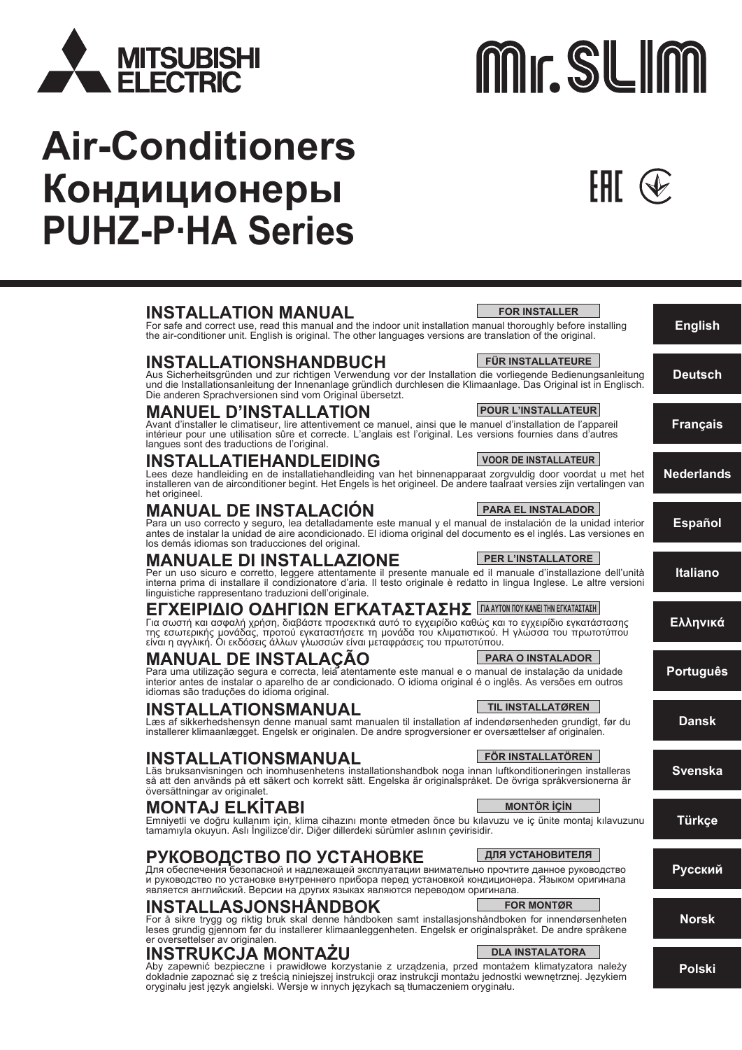MITSUBISHI ELECTRIC

Mr.SLIM

# Air-Conditioners
# Кондиционеры
# PUHZ-P·HA Series

## INSTALLATION MANUAL

**FOR INSTALLER**

For safe and correct use, read this manual and the indoor unit installation manual thoroughly before installing the air-conditioner unit. English is original. The other languages versions are translation of the original.

**English**

## INSTALLATIONSHANDBUCH

**FÜR INSTALLATEURE**

Aus Sicherheitsgründen und zur richtigen Verwendung vor der Installation die vorliegende Bedienungsanleitung und die Installationsanleitung der Innenanlage gründlich durchlesen die Klimaanlage. Das Original ist in Englisch. Die anderen Sprachversionen sind vom Original übersetzt.

**Deutsch**

## MANUEL D'INSTALLATION

**POUR L'INSTALLATEUR**

Avant d'installer le climatiseur, lire attentivement ce manuel, ainsi que le manuel d'installation de l'appareil intérieur pour une utilisation sûre et correcte. L'anglais est l'original. Les versions fournies dans d'autres langues sont des traductions de l'original.

**Français**

## INSTALLATIEHANDLEIDING

**VOOR DE INSTALLATEUR**

Lees deze handleiding en de installatiehandleiding van het binnenapparaat zorgvuldig door voordat u met het installeren van de airconditioner begint. Het Engels is het origineel. De andere taalraat versies zijn vertalingen van het origineel.

**Nederlands**

## MANUAL DE INSTALACIÓN

**PARA EL INSTALADOR**

Para un uso correcto y seguro, lea detalladamente este manual y el manual de instalación de la unidad interior antes de instalar la unidad de aire acondicionado. El idioma original del documento es el inglés. Las versiones en los demás idiomas son traducciones del original.

**Español**

## MANUALE DI INSTALLAZIONE

**PER L'INSTALLATORE**

Per un uso sicuro e corretto, leggere attentamente il presente manuale ed il manuale d'installazione dell'unità interna prima di installare il condizionatore d'aria. Il testo originale è redatto in lingua Inglese. Le altre versioni linguistiche rappresentano traduzioni dell'originale.

**Italiano**

## ΕΓΧΕΙΡΙΔΙΟ ΟΔΗΓΙΩΝ ΕΓΚΑΤΑΣΤΑΣΗΣ

**ΓΙΑ ΑΥΤΟΝ ΠΟΥ ΚΑΝΕΙ ΤΗΝ ΕΓΚΑΤΑΣΤΑΣΗ**

Για σωστή και ασφαλή χρήση, διαβάστε προσεκτικά αυτό το εγχειρίδιο καθώς και το εγχειρίδιο εγκατάστασης της εσωτερικής μονάδας, προτού εγκαταστήσετε τη μονάδα του κλιματιστικού. Η γλώσσα του πρωτοτύπου είναι η αγγλική. Οι εκδόσεις άλλων γλωσσών είναι μεταφράσεις του πρωτοτύπου.

**Ελληνικά**

## MANUAL DE INSTALAÇÃO

**PARA O INSTALADOR**

Para uma utilização segura e correcta, leia atentamente este manual e o manual de instalação da unidade interior antes de instalar o aparelho de ar condicionado. O idioma original é o inglês. As versões em outros idiomas são traduções do idioma original.

**Português**

## INSTALLATIONSMANUAL

**TIL INSTALLATØREN**

Læs af sikkerhedshensyn denne manual samt manualen til installation af indendørsenheden grundigt, før du installerer klimaanlægget. Engelsk er originalen. De andre sprogversioner er oversættelser af originalen.

**Dansk**

## INSTALLATIONSMANUAL

**FÖR INSTALLATÖREN**

Läs bruksanvisningen och inomhusenhetens installationshandbok noga innan luftkonditioneringen installeras så att den används på ett säkert och korrekt sätt. Engelska är originalspråket. De övriga språkversionerna är översättningar av originalet.

**Svenska**

## MONTAJ ELKİTABI

**MONTÖR İÇİN**

Emniyetli ve doğru kullanım için, klima cihazını monte etmeden önce bu kılavuzu ve iç ünite montaj kılavuzunu tamamıyla okuyun. Aslı İngilizce'dir. Diğer dillerdeki sürümler aslının çevirisidir.

**Türkçe**

## РУКОВОДСТВО ПО УСТАНОВКЕ

**ДЛЯ УСТАНОВИТЕЛЯ**

Для обеспечения безопасной и надлежащей эксплуатации внимательно прочтите данное руководство и руководство по установке внутреннего прибора перед установкой кондиционера. Языком оригинала является английский. Версии на других языках являются переводом оригинала.

**Русский**

## INSTALLASJONSHÅNDBOK

**FOR MONTØR**

For å sikre trygg og riktig bruk skal denne håndboken samt installasjonshåndboken for innendørsenheten leses grundig gjennom før du installerer klimaanleggenheten. Engelsk er originalspråket. De andre språkene er oversettelser av originalen.

**Norsk**

## INSTRUKCJA MONTAŻU

**DLA INSTALATORA**

Aby zapewnić bezpieczne i prawidłowe korzystanie z urządzenia, przed montażem klimatyzatora należy dokładnie zapoznać się z treścią niniejszej instrukcji oraz instrukcji montażu jednostki wewnętrznej. Językiem oryginału jest język angielski. Wersje w innych językach są tłumaczeniem oryginału.

**Polski**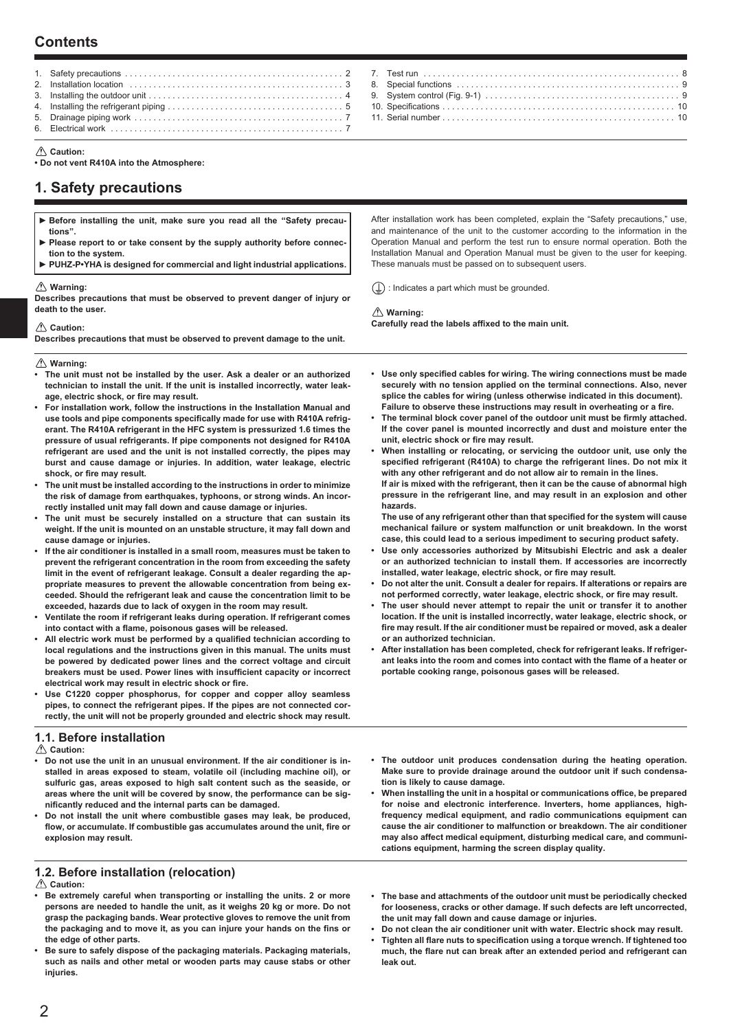## Contents

1. Safety precautions .............................................. 2
2. Installation location .............................................. 3
3. Installing the outdoor unit .............................................. 4
4. Installing the refrigerant piping .............................................. 5
5. Drainage piping work .............................................. 7
6. Electrical work .............................................. 7
7. Test run .............................................. 8
8. Special functions .............................................. 9
9. System control (Fig. 9-1) .............................................. 9
10. Specifications .............................................. 10
11. Serial number .............................................. 10

⚠ **Caution:**

**• Do not vent R410A into the Atmosphere:**

# 1. Safety precautions

- **► Before installing the unit, make sure you read all the "Safety precautions".**
- **► Please report to or take consent by the supply authority before connection to the system.**
- **► PUHZ-P•YHA is designed for commercial and light industrial applications.**

⚠ **Warning:**
**Describes precautions that must be observed to prevent danger of injury or death to the user.**

⚠ **Caution:**
**Describes precautions that must be observed to prevent damage to the unit.**

After installation work has been completed, explain the "Safety precautions," use, and maintenance of the unit to the customer according to the information in the Operation Manual and perform the test run to ensure normal operation. Both the Installation Manual and Operation Manual must be given to the user for keeping. These manuals must be passed on to subsequent users.

⏚ : Indicates a part which must be grounded.

⚠ **Warning:**
**Carefully read the labels affixed to the main unit.**

⚠ **Warning:**

- **The unit must not be installed by the user. Ask a dealer or an authorized technician to install the unit. If the unit is installed incorrectly, water leakage, electric shock, or fire may result.**
- **For installation work, follow the instructions in the Installation Manual and use tools and pipe components specifically made for use with R410A refrigerant. The R410A refrigerant in the HFC system is pressurized 1.6 times the pressure of usual refrigerants. If pipe components not designed for R410A refrigerant are used and the unit is not installed correctly, the pipes may burst and cause damage or injuries. In addition, water leakage, electric shock, or fire may result.**
- **The unit must be installed according to the instructions in order to minimize the risk of damage from earthquakes, typhoons, or strong winds. An incorrectly installed unit may fall down and cause damage or injuries.**
- **The unit must be securely installed on a structure that can sustain its weight. If the unit is mounted on an unstable structure, it may fall down and cause damage or injuries.**
- **If the air conditioner is installed in a small room, measures must be taken to prevent the refrigerant concentration in the room from exceeding the safety limit in the event of refrigerant leakage. Consult a dealer regarding the appropriate measures to prevent the allowable concentration from being exceeded. Should the refrigerant leak and cause the concentration limit to be exceeded, hazards due to lack of oxygen in the room may result.**
- **Ventilate the room if refrigerant leaks during operation. If refrigerant comes into contact with a flame, poisonous gases will be released.**
- **All electric work must be performed by a qualified technician according to local regulations and the instructions given in this manual. The units must be powered by dedicated power lines and the correct voltage and circuit breakers must be used. Power lines with insufficient capacity or incorrect electrical work may result in electric shock or fire.**
- **Use C1220 copper phosphorus, for copper and copper alloy seamless pipes, to connect the refrigerant pipes. If the pipes are not connected correctly, the unit will not be properly grounded and electric shock may result.**
- **Use only specified cables for wiring. The wiring connections must be made securely with no tension applied on the terminal connections. Also, never splice the cables for wiring (unless otherwise indicated in this document). Failure to observe these instructions may result in overheating or a fire.**
- **The terminal block cover panel of the outdoor unit must be firmly attached. If the cover panel is mounted incorrectly and dust and moisture enter the unit, electric shock or fire may result.**
- **When installing or relocating, or servicing the outdoor unit, use only the specified refrigerant (R410A) to charge the refrigerant lines. Do not mix it with any other refrigerant and do not allow air to remain in the lines.**
  **If air is mixed with the refrigerant, then it can be the cause of abnormal high pressure in the refrigerant line, and may result in an explosion and other hazards.**
  **The use of any refrigerant other than that specified for the system will cause mechanical failure or system malfunction or unit breakdown. In the worst case, this could lead to a serious impediment to securing product safety.**
- **Use only accessories authorized by Mitsubishi Electric and ask a dealer or an authorized technician to install them. If accessories are incorrectly installed, water leakage, electric shock, or fire may result.**
- **Do not alter the unit. Consult a dealer for repairs. If alterations or repairs are not performed correctly, water leakage, electric shock, or fire may result.**
- **The user should never attempt to repair the unit or transfer it to another location. If the unit is installed incorrectly, water leakage, electric shock, or fire may result. If the air conditioner must be repaired or moved, ask a dealer or an authorized technician.**
- **After installation has been completed, check for refrigerant leaks. If refrigerant leaks into the room and comes into contact with the flame of a heater or portable cooking range, poisonous gases will be released.**

## 1.1. Before installation

⚠ **Caution:**

- **Do not use the unit in an unusual environment. If the air conditioner is installed in areas exposed to steam, volatile oil (including machine oil), or sulfuric gas, areas exposed to high salt content such as the seaside, or areas where the unit will be covered by snow, the performance can be significantly reduced and the internal parts can be damaged.**
- **Do not install the unit where combustible gases may leak, be produced, flow, or accumulate. If combustible gas accumulates around the unit, fire or explosion may result.**
- **The outdoor unit produces condensation during the heating operation. Make sure to provide drainage around the outdoor unit if such condensation is likely to cause damage.**
- **When installing the unit in a hospital or communications office, be prepared for noise and electronic interference. Inverters, home appliances, high-frequency medical equipment, and radio communications equipment can cause the air conditioner to malfunction or breakdown. The air conditioner may also affect medical equipment, disturbing medical care, and communications equipment, harming the screen display quality.**

## 1.2. Before installation (relocation)

⚠ **Caution:**

- **Be extremely careful when transporting or installing the units. 2 or more persons are needed to handle the unit, as it weighs 20 kg or more. Do not grasp the packaging bands. Wear protective gloves to remove the unit from the packaging and to move it, as you can injure your hands on the fins or the edge of other parts.**
- **Be sure to safely dispose of the packaging materials. Packaging materials, such as nails and other metal or wooden parts may cause stabs or other injuries.**
- **The base and attachments of the outdoor unit must be periodically checked for looseness, cracks or other damage. If such defects are left uncorrected, the unit may fall down and cause damage or injuries.**
- **Do not clean the air conditioner unit with water. Electric shock may result.**
- **Tighten all flare nuts to specification using a torque wrench. If tightened too much, the flare nut can break after an extended period and refrigerant can leak out.**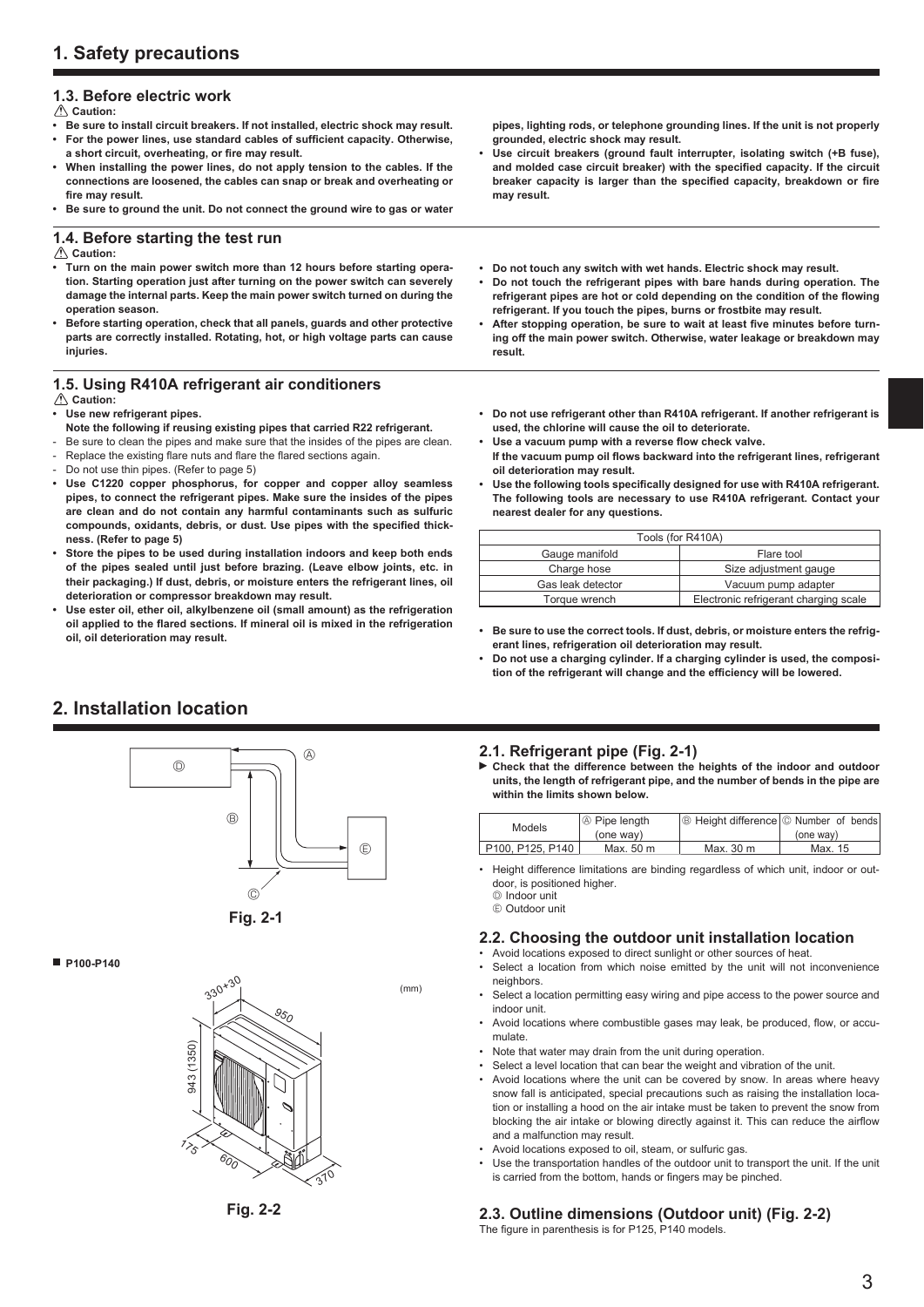# 1. Safety precautions

### 1.3. Before electric work

⚠ Caution:

- **Be sure to install circuit breakers. If not installed, electric shock may result.**
- **For the power lines, use standard cables of sufficient capacity. Otherwise, a short circuit, overheating, or fire may result.**
- **When installing the power lines, do not apply tension to the cables. If the connections are loosened, the cables can snap or break and overheating or fire may result.**
- **Be sure to ground the unit. Do not connect the ground wire to gas or water pipes, lighting rods, or telephone grounding lines. If the unit is not properly grounded, electric shock may result.**
- **Use circuit breakers (ground fault interrupter, isolating switch (+B fuse), and molded case circuit breaker) with the specified capacity. If the circuit breaker capacity is larger than the specified capacity, breakdown or fire may result.**

### 1.4. Before starting the test run

⚠ Caution:

- **Turn on the main power switch more than 12 hours before starting operation. Starting operation just after turning on the power switch can severely damage the internal parts. Keep the main power switch turned on during the operation season.**
- **Before starting operation, check that all panels, guards and other protective parts are correctly installed. Rotating, hot, or high voltage parts can cause injuries.**
- **Do not touch any switch with wet hands. Electric shock may result.**
- **Do not touch the refrigerant pipes with bare hands during operation. The refrigerant pipes are hot or cold depending on the condition of the flowing refrigerant. If you touch the pipes, burns or frostbite may result.**
- **After stopping operation, be sure to wait at least five minutes before turning off the main power switch. Otherwise, water leakage or breakdown may result.**

### 1.5. Using R410A refrigerant air conditioners

⚠ Caution:

- **Use new refrigerant pipes.**
  **Note the following if reusing existing pipes that carried R22 refrigerant.**
  - Be sure to clean the pipes and make sure that the insides of the pipes are clean.
  - Replace the existing flare nuts and flare the flared sections again.
  - Do not use thin pipes. (Refer to page 5)
- **Use C1220 copper phosphorus, for copper and copper alloy seamless pipes, to connect the refrigerant pipes. Make sure the insides of the pipes are clean and do not contain any harmful contaminants such as sulfuric compounds, oxidants, debris, or dust. Use pipes with the specified thickness. (Refer to page 5)**
- **Store the pipes to be used during installation indoors and keep both ends of the pipes sealed until just before brazing. (Leave elbow joints, etc. in their packaging.) If dust, debris, or moisture enters the refrigerant lines, oil deterioration or compressor breakdown may result.**
- **Use ester oil, ether oil, alkylbenzene oil (small amount) as the refrigeration oil applied to the flared sections. If mineral oil is mixed in the refrigeration oil, oil deterioration may result.**
- **Do not use refrigerant other than R410A refrigerant. If another refrigerant is used, the chlorine will cause the oil to deteriorate.**
- **Use a vacuum pump with a reverse flow check valve.**
  **If the vacuum pump oil flows backward into the refrigerant lines, refrigerant oil deterioration may result.**
- **Use the following tools specifically designed for use with R410A refrigerant. The following tools are necessary to use R410A refrigerant. Contact your nearest dealer for any questions.**

| Tools (for R410A) | |
|---|---|
| Gauge manifold | Flare tool |
| Charge hose | Size adjustment gauge |
| Gas leak detector | Vacuum pump adapter |
| Torque wrench | Electronic refrigerant charging scale |

- **Be sure to use the correct tools. If dust, debris, or moisture enters the refrigerant lines, refrigeration oil deterioration may result.**
- **Do not use a charging cylinder. If a charging cylinder is used, the composition of the refrigerant will change and the efficiency will be lowered.**

# 2. Installation location

Fig. 2-1

### 2.1. Refrigerant pipe (Fig. 2-1)

▶ **Check that the difference between the heights of the indoor and outdoor units, the length of refrigerant pipe, and the number of bends in the pipe are within the limits shown below.**

| Models | Ⓐ Pipe length (one way) | Ⓑ Height difference | Ⓒ Number of bends (one way) |
|---|---|---|---|
| P100, P125, P140 | Max. 50 m | Max. 30 m | Max. 15 |

- Height difference limitations are binding regardless of which unit, indoor or outdoor, is positioned higher.
  Ⓓ Indoor unit
  Ⓔ Outdoor unit

### 2.2. Choosing the outdoor unit installation location

- Avoid locations exposed to direct sunlight or other sources of heat.
- Select a location from which noise emitted by the unit will not inconvenience neighbors.
- Select a location permitting easy wiring and pipe access to the power source and indoor unit.
- Avoid locations where combustible gases may leak, be produced, flow, or accumulate.
- Note that water may drain from the unit during operation.
- Select a level location that can bear the weight and vibration of the unit.
- Avoid locations where the unit can be covered by snow. In areas where heavy snow fall is anticipated, special precautions such as raising the installation location or installing a hood on the air intake must be taken to prevent the snow from blocking the air intake or blowing directly against it. This can reduce the airflow and a malfunction may result.
- Avoid locations exposed to oil, steam, or sulfuric gas.
- Use the transportation handles of the outdoor unit to transport the unit. If the unit is carried from the bottom, hands or fingers may be pinched.

■ P100-P140

(mm)

Fig. 2-2

### 2.3. Outline dimensions (Outdoor unit) (Fig. 2-2)

The figure in parenthesis is for P125, P140 models.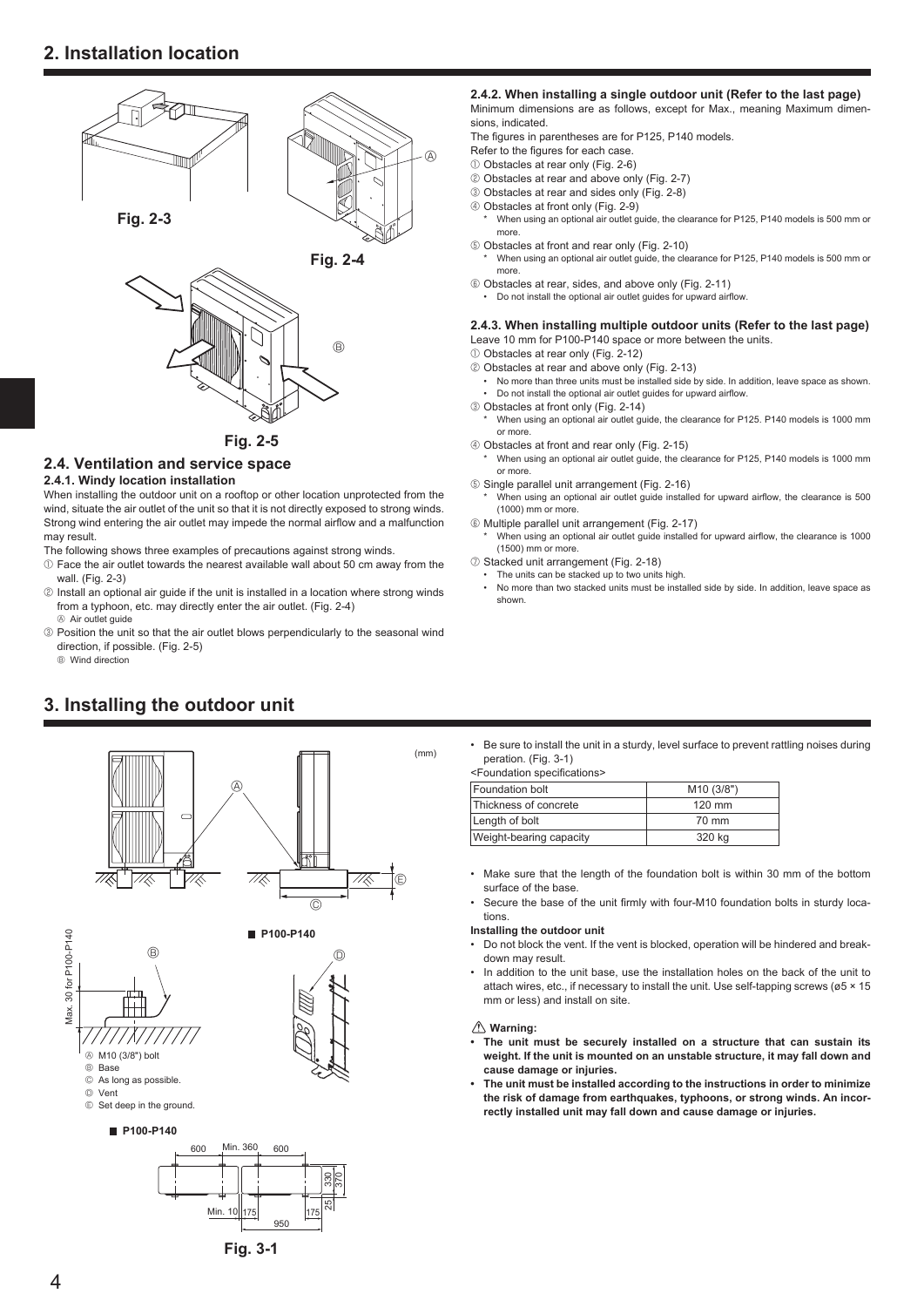## 2. Installation location

Fig. 2-3

Ⓐ

Fig. 2-4

Ⓑ

Fig. 2-5

### 2.4. Ventilation and service space

#### 2.4.1. Windy location installation

When installing the outdoor unit on a rooftop or other location unprotected from the wind, situate the air outlet of the unit so that it is not directly exposed to strong winds. Strong wind entering the air outlet may impede the normal airflow and a malfunction may result.

The following shows three examples of precautions against strong winds.

① Face the air outlet towards the nearest available wall about 50 cm away from the wall. (Fig. 2-3)

② Install an optional air guide if the unit is installed in a location where strong winds from a typhoon, etc. may directly enter the air outlet. (Fig. 2-4)
Ⓐ Air outlet guide

③ Position the unit so that the air outlet blows perpendicularly to the seasonal wind direction, if possible. (Fig. 2-5)
Ⓑ Wind direction

#### 2.4.2. When installing a single outdoor unit (Refer to the last page)

Minimum dimensions are as follows, except for Max., meaning Maximum dimensions, indicated.

The figures in parentheses are for P125, P140 models.

Refer to the figures for each case.

① Obstacles at rear only (Fig. 2-6)

② Obstacles at rear and above only (Fig. 2-7)

③ Obstacles at rear and sides only (Fig. 2-8)

④ Obstacles at front only (Fig. 2-9)
- * When using an optional air outlet guide, the clearance for P125, P140 models is 500 mm or more.

⑤ Obstacles at front and rear only (Fig. 2-10)
- * When using an optional air outlet guide, the clearance for P125, P140 models is 500 mm or more.

⑥ Obstacles at rear, sides, and above only (Fig. 2-11)
- Do not install the optional air outlet guides for upward airflow.

#### 2.4.3. When installing multiple outdoor units (Refer to the last page)

Leave 10 mm for P100-P140 space or more between the units.

① Obstacles at rear only (Fig. 2-12)

② Obstacles at rear and above only (Fig. 2-13)
- No more than three units must be installed side by side. In addition, leave space as shown.
- Do not install the optional air outlet guides for upward airflow.

③ Obstacles at front only (Fig. 2-14)
- * When using an optional air outlet guide, the clearance for P125. P140 models is 1000 mm or more.

④ Obstacles at front and rear only (Fig. 2-15)
- * When using an optional air outlet guide, the clearance for P125, P140 models is 1000 mm or more.

⑤ Single parallel unit arrangement (Fig. 2-16)
- * When using an optional air outlet guide installed for upward airflow, the clearance is 500 (1000) mm or more.

⑥ Multiple parallel unit arrangement (Fig. 2-17)
- * When using an optional air outlet guide installed for upward airflow, the clearance is 1000 (1500) mm or more.

⑦ Stacked unit arrangement (Fig. 2-18)
- The units can be stacked up to two units high.
- No more than two stacked units must be installed side by side. In addition, leave space as shown.

## 3. Installing the outdoor unit

(mm)

Max. 30 for P100-P140

■ P100-P140

Ⓐ M10 (3/8") bolt
Ⓑ Base
Ⓒ As long as possible.
Ⓓ Vent
Ⓔ Set deep in the ground.

■ P100-P140

600 Min. 360 600 330 370 Min. 10 175 175 25 950

Fig. 3-1

- Be sure to install the unit in a sturdy, level surface to prevent rattling noises during peration. (Fig. 3-1)

<Foundation specifications>

| Foundation bolt | M10 (3/8") |
| --- | --- |
| Thickness of concrete | 120 mm |
| Length of bolt | 70 mm |
| Weight-bearing capacity | 320 kg |

- Make sure that the length of the foundation bolt is within 30 mm of the bottom surface of the base.
- Secure the base of the unit firmly with four-M10 foundation bolts in sturdy locations.

**Installing the outdoor unit**

- Do not block the vent. If the vent is blocked, operation will be hindered and breakdown may result.
- In addition to the unit base, use the installation holes on the back of the unit to attach wires, etc., if necessary to install the unit. Use self-tapping screws (ø5 × 15 mm or less) and install on site.

⚠ **Warning:**

- **The unit must be securely installed on a structure that can sustain its weight. If the unit is mounted on an unstable structure, it may fall down and cause damage or injuries.**
- **The unit must be installed according to the instructions in order to minimize the risk of damage from earthquakes, typhoons, or strong winds. An incorrectly installed unit may fall down and cause damage or injuries.**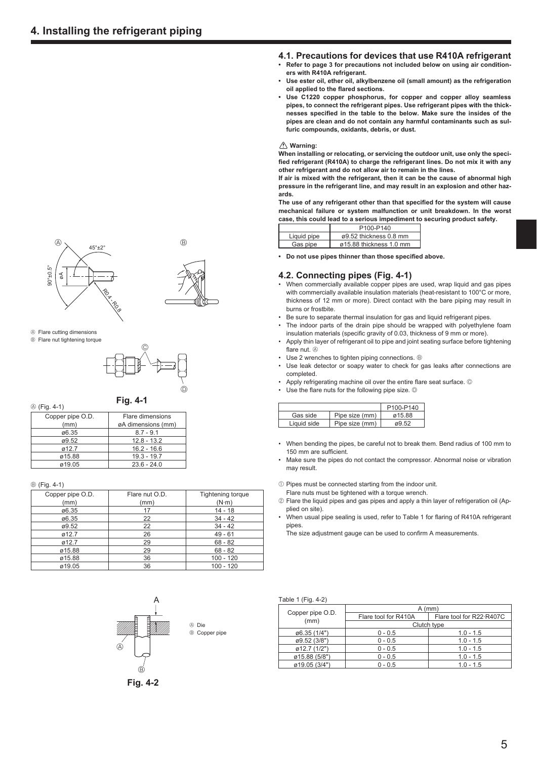# 4. Installing the refrigerant piping

Ⓐ Flare cutting dimensions
Ⓑ Flare nut tightening torque

**Fig. 4-1**

Ⓐ (Fig. 4-1)

| Copper pipe O.D. (mm) | Flare dimensions øA dimensions (mm) |
|---|---|
| ø6.35 | 8.7 - 9.1 |
| ø9.52 | 12.8 - 13.2 |
| ø12.7 | 16.2 - 16.6 |
| ø15.88 | 19.3 - 19.7 |
| ø19.05 | 23.6 - 24.0 |

Ⓑ (Fig. 4-1)

| Copper pipe O.D. (mm) | Flare nut O.D. (mm) | Tightening torque (N·m) |
|---|---|---|
| ø6.35 | 17 | 14 - 18 |
| ø6.35 | 22 | 34 - 42 |
| ø9.52 | 22 | 34 - 42 |
| ø12.7 | 26 | 49 - 61 |
| ø12.7 | 29 | 68 - 82 |
| ø15.88 | 29 | 68 - 82 |
| ø15.88 | 36 | 100 - 120 |
| ø19.05 | 36 | 100 - 120 |

Ⓐ Die
Ⓑ Copper pipe

**Fig. 4-2**

## 4.1. Precautions for devices that use R410A refrigerant

- **Refer to page 3 for precautions not included below on using air conditioners with R410A refrigerant.**
- **Use ester oil, ether oil, alkylbenzene oil (small amount) as the refrigeration oil applied to the flared sections.**
- **Use C1220 copper phosphorus, for copper and copper alloy seamless pipes, to connect the refrigerant pipes. Use refrigerant pipes with the thicknesses specified in the table to the below. Make sure the insides of the pipes are clean and do not contain any harmful contaminants such as sulfuric compounds, oxidants, debris, or dust.**

⚠ **Warning:**
**When installing or relocating, or servicing the outdoor unit, use only the specified refrigerant (R410A) to charge the refrigerant lines. Do not mix it with any other refrigerant and do not allow air to remain in the lines.**
**If air is mixed with the refrigerant, then it can be the cause of abnormal high pressure in the refrigerant line, and may result in an explosion and other hazards.**
**The use of any refrigerant other than that specified for the system will cause mechanical failure or system malfunction or unit breakdown. In the worst case, this could lead to a serious impediment to securing product safety.**

| | P100-P140 |
|---|---|
| Liquid pipe | ø9.52 thickness 0.8 mm |
| Gas pipe | ø15.88 thickness 1.0 mm |

- **Do not use pipes thinner than those specified above.**

## 4.2. Connecting pipes (Fig. 4-1)

- When commercially available copper pipes are used, wrap liquid and gas pipes with commercially available insulation materials (heat-resistant to 100°C or more, thickness of 12 mm or more). Direct contact with the bare piping may result in burns or frostbite.
- Be sure to separate thermal insulation for gas and liquid refrigerant pipes.
- The indoor parts of the drain pipe should be wrapped with polyethylene foam insulation materials (specific gravity of 0.03, thickness of 9 mm or more).
- Apply thin layer of refrigerant oil to pipe and joint seating surface before tightening flare nut. Ⓐ
- Use 2 wrenches to tighten piping connections. Ⓑ
- Use leak detector or soapy water to check for gas leaks after connections are completed.
- Apply refrigerating machine oil over the entire flare seat surface. Ⓒ
- Use the flare nuts for the following pipe size. Ⓓ

| | | P100-P140 |
|---|---|---|
| Gas side | Pipe size (mm) | ø15.88 |
| Liquid side | Pipe size (mm) | ø9.52 |

- When bending the pipes, be careful not to break them. Bend radius of 100 mm to 150 mm are sufficient.
- Make sure the pipes do not contact the compressor. Abnormal noise or vibration may result.

① Pipes must be connected starting from the indoor unit.
Flare nuts must be tightened with a torque wrench.
② Flare the liquid pipes and gas pipes and apply a thin layer of refrigeration oil (Applied on site).

- When usual pipe sealing is used, refer to Table 1 for flaring of R410A refrigerant pipes.
  The size adjustment gauge can be used to confirm A measurements.

Table 1 (Fig. 4-2)

| Copper pipe O.D. (mm) | A (mm) | |
|---|---|---|
| | Flare tool for R410A | Flare tool for R22·R407C |
| | Clutch type | |
| ø6.35 (1/4") | 0 - 0.5 | 1.0 - 1.5 |
| ø9.52 (3/8") | 0 - 0.5 | 1.0 - 1.5 |
| ø12.7 (1/2") | 0 - 0.5 | 1.0 - 1.5 |
| ø15.88 (5/8") | 0 - 0.5 | 1.0 - 1.5 |
| ø19.05 (3/4") | 0 - 0.5 | 1.0 - 1.5 |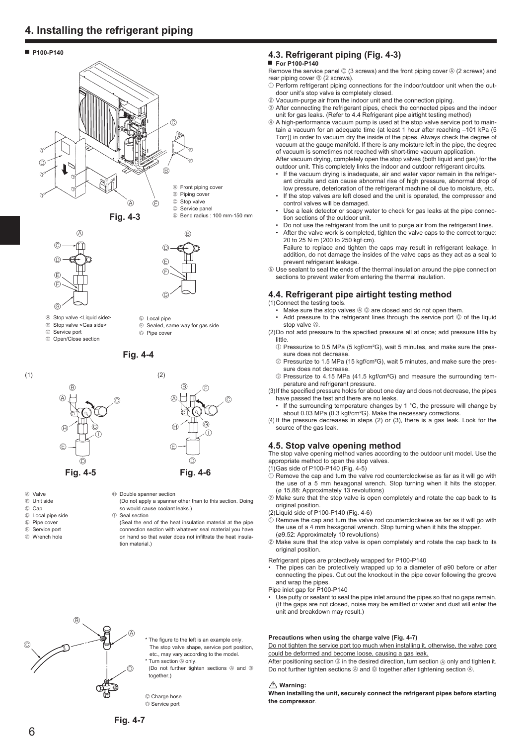# 4. Installing the refrigerant piping

■ **P100-P140**

Ⓐ Front piping cover
Ⓑ Piping cover
Ⓒ Stop valve
Ⓓ Service panel
Ⓔ Bend radius : 100 mm-150 mm

**Fig. 4-3**

Ⓐ Stop valve <Liquid side>
Ⓑ Stop valve <Gas side>
Ⓒ Service port
Ⓓ Open/Close section
Ⓔ Local pipe
Ⓕ Sealed, same way for gas side
Ⓖ Pipe cover

**Fig. 4-4**

**Fig. 4-5** **Fig. 4-6**

Ⓐ Valve
Ⓑ Unit side
Ⓒ Cap
Ⓓ Local pipe side
Ⓔ Pipe cover
Ⓕ Service port
Ⓖ Wrench hole
Ⓗ Double spanner section
(Do not apply a spanner other than to this section. Doing so would cause coolant leaks.)
Ⓘ Seal section
(Seal the end of the heat insulation material at the pipe connection section with whatever seal material you have on hand so that water does not infiltrate the heat insulation material.)

\* The figure to the left is an example only.
The stop valve shape, service port position, etc., may vary according to the model.
\* Turn section Ⓐ only.
(Do not further tighten sections Ⓐ and Ⓑ together.)

Ⓒ Charge hose
Ⓓ Service port

**Fig. 4-7**

## 4.3. Refrigerant piping (Fig. 4-3)

■ **For P100-P140**

Remove the service panel Ⓓ (3 screws) and the front piping cover Ⓐ (2 screws) and rear piping cover Ⓑ (2 screws).

① Perform refrigerant piping connections for the indoor/outdoor unit when the outdoor unit's stop valve is completely closed.
② Vacuum-purge air from the indoor unit and the connection piping.
③ After connecting the refrigerant pipes, check the connected pipes and the indoor unit for gas leaks. (Refer to 4.4 Refrigerant pipe airtight testing method)
④ A high-performance vacuum pump is used at the stop valve service port to maintain a vacuum for an adequate time (at least 1 hour after reaching –101 kPa (5 Torr)) in order to vacuum dry the inside of the pipes. Always check the degree of vacuum at the gauge manifold. If there is any moisture left in the pipe, the degree of vacuum is sometimes not reached with short-time vacuum application.
After vacuum drying, completely open the stop valves (both liquid and gas) for the outdoor unit. This completely links the indoor and outdoor refrigerant circuits.
- If the vacuum drying is inadequate, air and water vapor remain in the refrigerant circuits and can cause abnormal rise of high pressure, abnormal drop of low pressure, deterioration of the refrigerant machine oil due to moisture, etc.
- If the stop valves are left closed and the unit is operated, the compressor and control valves will be damaged.
- Use a leak detector or soapy water to check for gas leaks at the pipe connection sections of the outdoor unit.
- Do not use the refrigerant from the unit to purge air from the refrigerant lines.
- After the valve work is completed, tighten the valve caps to the correct torque: 20 to 25 N·m (200 to 250 kgf·cm).
Failure to replace and tighten the caps may result in refrigerant leakage. In addition, do not damage the insides of the valve caps as they act as a seal to prevent refrigerant leakage.

⑤ Use sealant to seal the ends of the thermal insulation around the pipe connection sections to prevent water from entering the thermal insulation.

## 4.4. Refrigerant pipe airtight testing method

(1) Connect the testing tools.
- Make sure the stop valves Ⓐ Ⓑ are closed and do not open them.
- Add pressure to the refrigerant lines through the service port Ⓒ of the liquid stop valve Ⓐ.

(2) Do not add pressure to the specified pressure all at once; add pressure little by little.
① Pressurize to 0.5 MPa (5 kgf/cm²G), wait 5 minutes, and make sure the pressure does not decrease.
② Pressurize to 1.5 MPa (15 kgf/cm²G), wait 5 minutes, and make sure the pressure does not decrease.
③ Pressurize to 4.15 MPa (41.5 kgf/cm²G) and measure the surrounding temperature and refrigerant pressure.

(3) If the specified pressure holds for about one day and does not decrease, the pipes have passed the test and there are no leaks.
- If the surrounding temperature changes by 1 °C, the pressure will change by about 0.03 MPa (0.3 kgf/cm²G). Make the necessary corrections.

(4) If the pressure decreases in steps (2) or (3), there is a gas leak. Look for the source of the gas leak.

## 4.5. Stop valve opening method

The stop valve opening method varies according to the outdoor unit model. Use the appropriate method to open the stop valves.

(1) Gas side of P100-P140 (Fig. 4-5)
① Remove the cap and turn the valve rod counterclockwise as far as it will go with the use of a 5 mm hexagonal wrench. Stop turning when it hits the stopper. (ø 15.88: Approximately 13 revolutions)
② Make sure that the stop valve is open completely and rotate the cap back to its original position.

(2) Liquid side of P100-P140 (Fig. 4-6)
① Remove the cap and turn the valve rod counterclockwise as far as it will go with the use of a 4 mm hexagonal wrench. Stop turning when it hits the stopper. (ø9.52: Approximately 10 revolutions)
② Make sure that the stop valve is open completely and rotate the cap back to its original position.

Refrigerant pipes are protectively wrapped for P100-P140
- The pipes can be protectively wrapped up to a diameter of ø90 before or after connecting the pipes. Cut out the knockout in the pipe cover following the groove and wrap the pipes.

Pipe inlet gap for P100-P140
- Use putty or sealant to seal the pipe inlet around the pipes so that no gaps remain. (If the gaps are not closed, noise may be emitted or water and dust will enter the unit and breakdown may result.)

**Precautions when using the charge valve (Fig. 4-7)**

Do not tighten the service port too much when installing it, otherwise, the valve core could be deformed and become loose, causing a gas leak.

After positioning section Ⓑ in the desired direction, turn section Ⓐ only and tighten it. Do not further tighten sections Ⓐ and Ⓑ together after tightening section Ⓐ.

⚠ **Warning:**

**When installing the unit, securely connect the refrigerant pipes before starting the compressor**.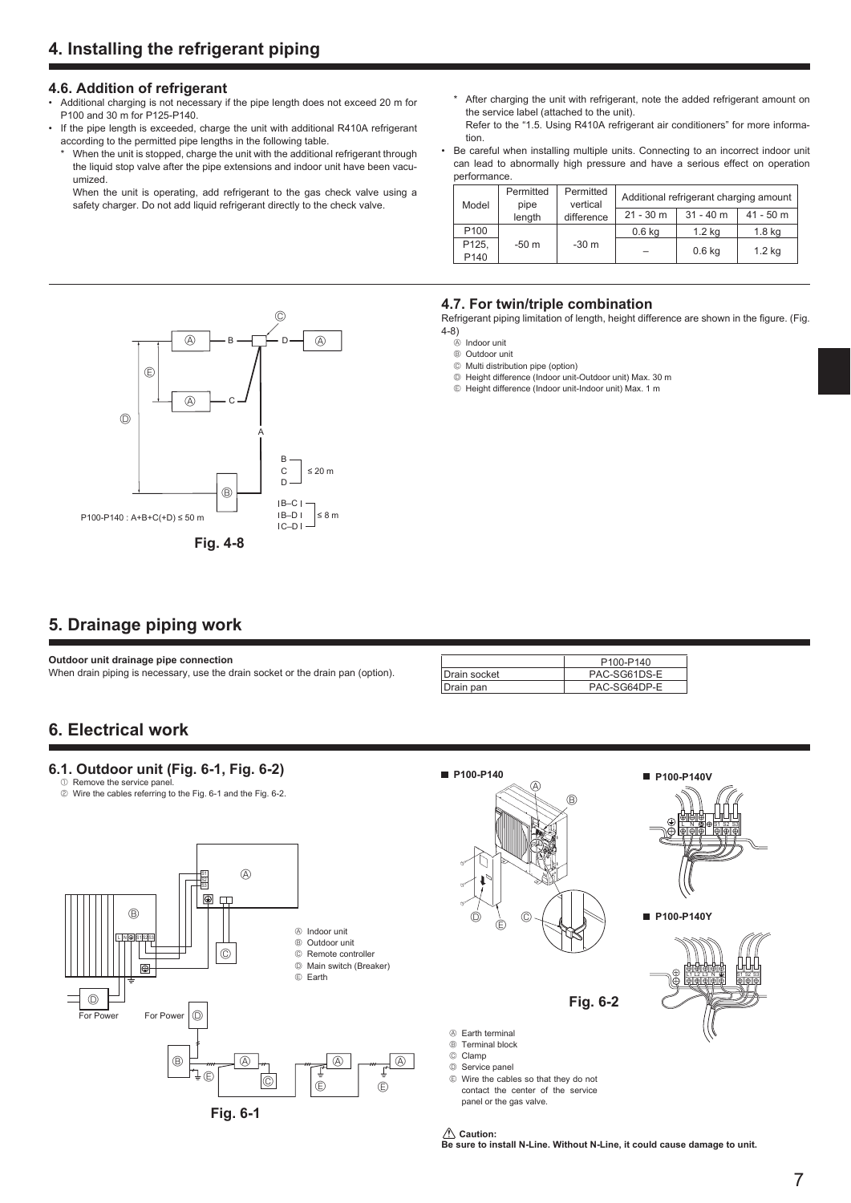# 4. Installing the refrigerant piping

## 4.6. Addition of refrigerant

- Additional charging is not necessary if the pipe length does not exceed 20 m for P100 and 30 m for P125-P140.
- If the pipe length is exceeded, charge the unit with additional R410A refrigerant according to the permitted pipe lengths in the following table.
  - \* When the unit is stopped, charge the unit with the additional refrigerant through the liquid stop valve after the pipe extensions and indoor unit have been vacuumized.

    When the unit is operating, add refrigerant to the gas check valve using a safety charger. Do not add liquid refrigerant directly to the check valve.
  - \* After charging the unit with refrigerant, note the added refrigerant amount on the service label (attached to the unit).

    Refer to the "1.5. Using R410A refrigerant air conditioners" for more information.
- Be careful when installing multiple units. Connecting to an incorrect indoor unit can lead to abnormally high pressure and have a serious effect on operation performance.

| Model | Permitted pipe length | Permitted vertical difference | Additional refrigerant charging amount | | |
|---|---|---|---|---|---|
| | | | 21 - 30 m | 31 - 40 m | 41 - 50 m |
| P100 | -50 m | -30 m | 0.6 kg | 1.2 kg | 1.8 kg |
| P125, P140 | | | – | 0.6 kg | 1.2 kg |

## 4.7. For twin/triple combination

Refrigerant piping limitation of length, height difference are shown in the figure. (Fig. 4-8)

Ⓐ Indoor unit
Ⓑ Outdoor unit
Ⓒ Multi distribution pipe (option)
Ⓓ Height difference (Indoor unit-Outdoor unit) Max. 30 m
Ⓔ Height difference (Indoor unit-Indoor unit) Max. 1 m

P100-P140 : A+B+C(+D) ≤ 50 m

B, C, D ≤ 20 m

|B–C|, |B–D|, |C–D| ≤ 8 m

Fig. 4-8

# 5. Drainage piping work

**Outdoor unit drainage pipe connection**

When drain piping is necessary, use the drain socket or the drain pan (option).

| | P100-P140 |
|---|---|
| Drain socket | PAC-SG61DS-E |
| Drain pan | PAC-SG64DP-E |

# 6. Electrical work

## 6.1. Outdoor unit (Fig. 6-1, Fig. 6-2)

① Remove the service panel.
② Wire the cables referring to the Fig. 6-1 and the Fig. 6-2.

Ⓐ Indoor unit
Ⓑ Outdoor unit
Ⓒ Remote controller
Ⓓ Main switch (Breaker)
Ⓔ Earth

For Power

Fig. 6-1

■ P100-P140

■ P100-P140V

■ P100-P140Y

Fig. 6-2

Ⓐ Earth terminal
Ⓑ Terminal block
Ⓒ Clamp
Ⓓ Service panel
Ⓔ Wire the cables so that they do not contact the center of the service panel or the gas valve.

⚠ **Caution:**
**Be sure to install N-Line. Without N-Line, it could cause damage to unit.**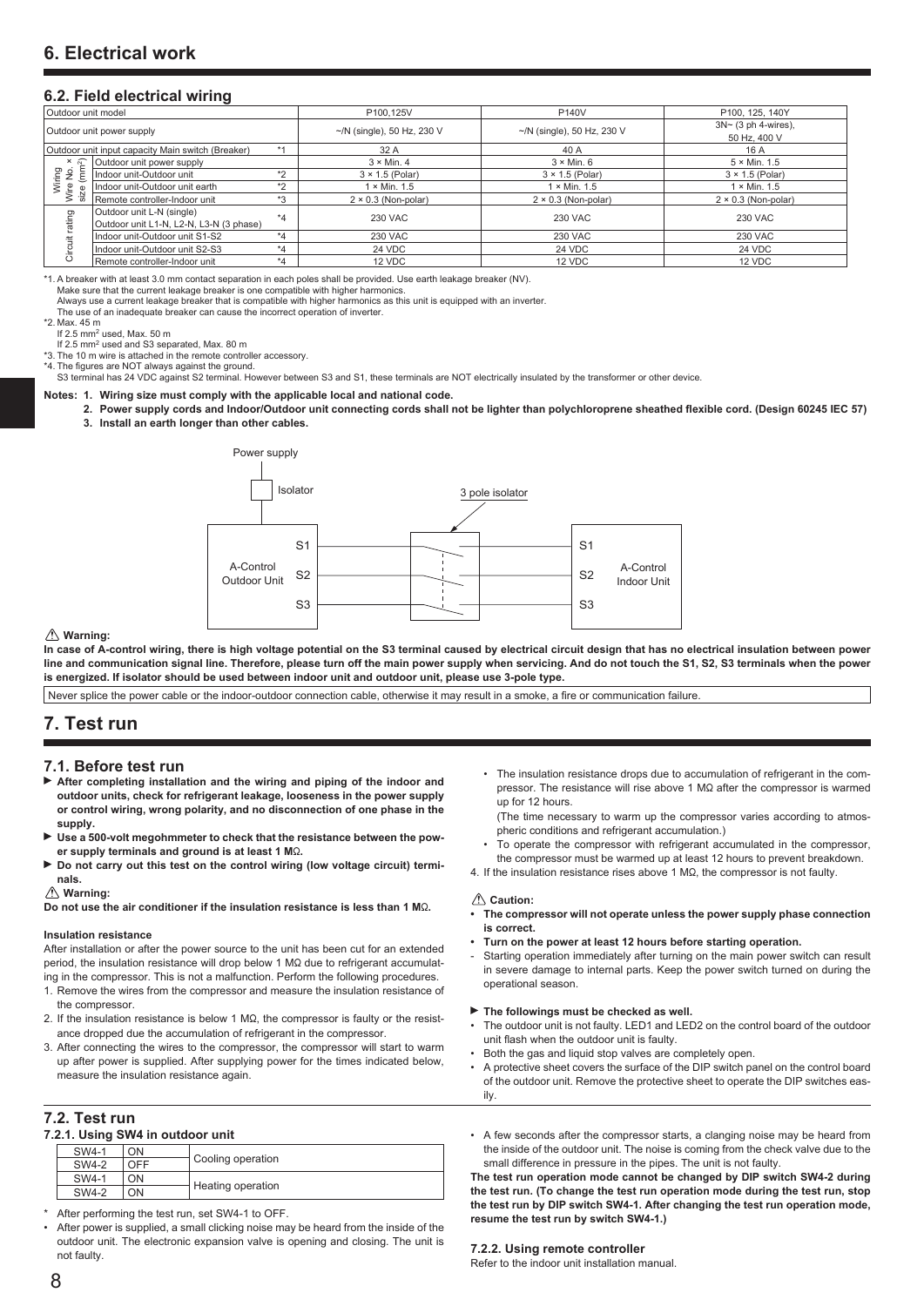# 6. Electrical work

## 6.2. Field electrical wiring

| Outdoor unit model | | | P100,125V | P140V | P100, 125, 140Y |
|---|---|---|---|---|---|
| Outdoor unit power supply | | | ~/N (single), 50 Hz, 230 V | ~/N (single), 50 Hz, 230 V | 3N~ (3 ph 4-wires), 50 Hz, 400 V |
| Outdoor unit input capacity Main switch (Breaker) | | *1 | 32 A | 40 A | 16 A |
| Wiring Wire No. × size (mm²) | Outdoor unit power supply | | 3 × Min. 4 | 3 × Min. 6 | 5 × Min. 1.5 |
| | Indoor unit-Outdoor unit | *2 | 3 × 1.5 (Polar) | 3 × 1.5 (Polar) | 3 × 1.5 (Polar) |
| | Indoor unit-Outdoor unit earth | *2 | 1 × Min. 1.5 | 1 × Min. 1.5 | 1 × Min. 1.5 |
| | Remote controller-Indoor unit | *3 | 2 × 0.3 (Non-polar) | 2 × 0.3 (Non-polar) | 2 × 0.3 (Non-polar) |
| Circuit rating | Outdoor unit L-N (single) Outdoor unit L1-N, L2-N, L3-N (3 phase) | *4 | 230 VAC | 230 VAC | 230 VAC |
| | Indoor unit-Outdoor unit S1-S2 | *4 | 230 VAC | 230 VAC | 230 VAC |
| | Indoor unit-Outdoor unit S2-S3 | *4 | 24 VDC | 24 VDC | 24 VDC |
| | Remote controller-Indoor unit | *4 | 12 VDC | 12 VDC | 12 VDC |

*1. A breaker with at least 3.0 mm contact separation in each poles shall be provided. Use earth leakage breaker (NV).
Make sure that the current leakage breaker is one compatible with higher harmonics.
Always use a current leakage breaker that is compatible with higher harmonics as this unit is equipped with an inverter.
The use of an inadequate breaker can cause the incorrect operation of inverter.
*2. Max. 45 m
If 2.5 mm² used, Max. 50 m
If 2.5 mm² used and S3 separated, Max. 80 m
*3. The 10 m wire is attached in the remote controller accessory.
*4. The figures are NOT always against the ground.
S3 terminal has 24 VDC against S2 terminal. However between S3 and S1, these terminals are NOT electrically insulated by the transformer or other device.

**Notes: 1. Wiring size must comply with the applicable local and national code.**
**2. Power supply cords and Indoor/Outdoor unit connecting cords shall not be lighter than polychloroprene sheathed flexible cord. (Design 60245 IEC 57)**
**3. Install an earth longer than other cables.**

Power supply
Isolator
3 pole isolator
A-Control Outdoor Unit: S1, S2, S3
A-Control Indoor Unit: S1, S2, S3

⚠ **Warning:**

**In case of A-control wiring, there is high voltage potential on the S3 terminal caused by electrical circuit design that has no electrical insulation between power line and communication signal line. Therefore, please turn off the main power supply when servicing. And do not touch the S1, S2, S3 terminals when the power is energized. If isolator should be used between indoor unit and outdoor unit, please use 3-pole type.**

Never splice the power cable or the indoor-outdoor connection cable, otherwise it may result in a smoke, a fire or communication failure.

# 7. Test run

## 7.1. Before test run

- ▶ **After completing installation and the wiring and piping of the indoor and outdoor units, check for refrigerant leakage, looseness in the power supply or control wiring, wrong polarity, and no disconnection of one phase in the supply.**
- ▶ **Use a 500-volt megohmmeter to check that the resistance between the power supply terminals and ground is at least 1 MΩ.**
- ▶ **Do not carry out this test on the control wiring (low voltage circuit) terminals.**

⚠ **Warning:**

**Do not use the air conditioner if the insulation resistance is less than 1 MΩ.**

**Insulation resistance**

After installation or after the power source to the unit has been cut for an extended period, the insulation resistance will drop below 1 MΩ due to refrigerant accumulating in the compressor. This is not a malfunction. Perform the following procedures.

1. Remove the wires from the compressor and measure the insulation resistance of the compressor.
2. If the insulation resistance is below 1 MΩ, the compressor is faulty or the resistance dropped due the accumulation of refrigerant in the compressor.
3. After connecting the wires to the compressor, the compressor will start to warm up after power is supplied. After supplying power for the times indicated below, measure the insulation resistance again.

- The insulation resistance drops due to accumulation of refrigerant in the compressor. The resistance will rise above 1 MΩ after the compressor is warmed up for 12 hours.
  (The time necessary to warm up the compressor varies according to atmospheric conditions and refrigerant accumulation.)
- To operate the compressor with refrigerant accumulated in the compressor, the compressor must be warmed up at least 12 hours to prevent breakdown.

4. If the insulation resistance rises above 1 MΩ, the compressor is not faulty.

⚠ **Caution:**

- **The compressor will not operate unless the power supply phase connection is correct.**
- **Turn on the power at least 12 hours before starting operation.**
- Starting operation immediately after turning on the main power switch can result in severe damage to internal parts. Keep the power switch turned on during the operational season.

▶ **The followings must be checked as well.**

- The outdoor unit is not faulty. LED1 and LED2 on the control board of the outdoor unit flash when the outdoor unit is faulty.
- Both the gas and liquid stop valves are completely open.
- A protective sheet covers the surface of the DIP switch panel on the control board of the outdoor unit. Remove the protective sheet to operate the DIP switches easily.

## 7.2. Test run

### 7.2.1. Using SW4 in outdoor unit

| | | |
|---|---|---|
| SW4-1 | ON | Cooling operation |
| SW4-2 | OFF | |
| SW4-1 | ON | Heating operation |
| SW4-2 | ON | |

\* After performing the test run, set SW4-1 to OFF.

- After power is supplied, a small clicking noise may be heard from the inside of the outdoor unit. The electronic expansion valve is opening and closing. The unit is not faulty.
- A few seconds after the compressor starts, a clanging noise may be heard from the inside of the outdoor unit. The noise is coming from the check valve due to the small difference in pressure in the pipes. The unit is not faulty.

**The test run operation mode cannot be changed by DIP switch SW4-2 during the test run. (To change the test run operation mode during the test run, stop the test run by DIP switch SW4-1. After changing the test run operation mode, resume the test run by switch SW4-1.)**

### 7.2.2. Using remote controller

Refer to the indoor unit installation manual.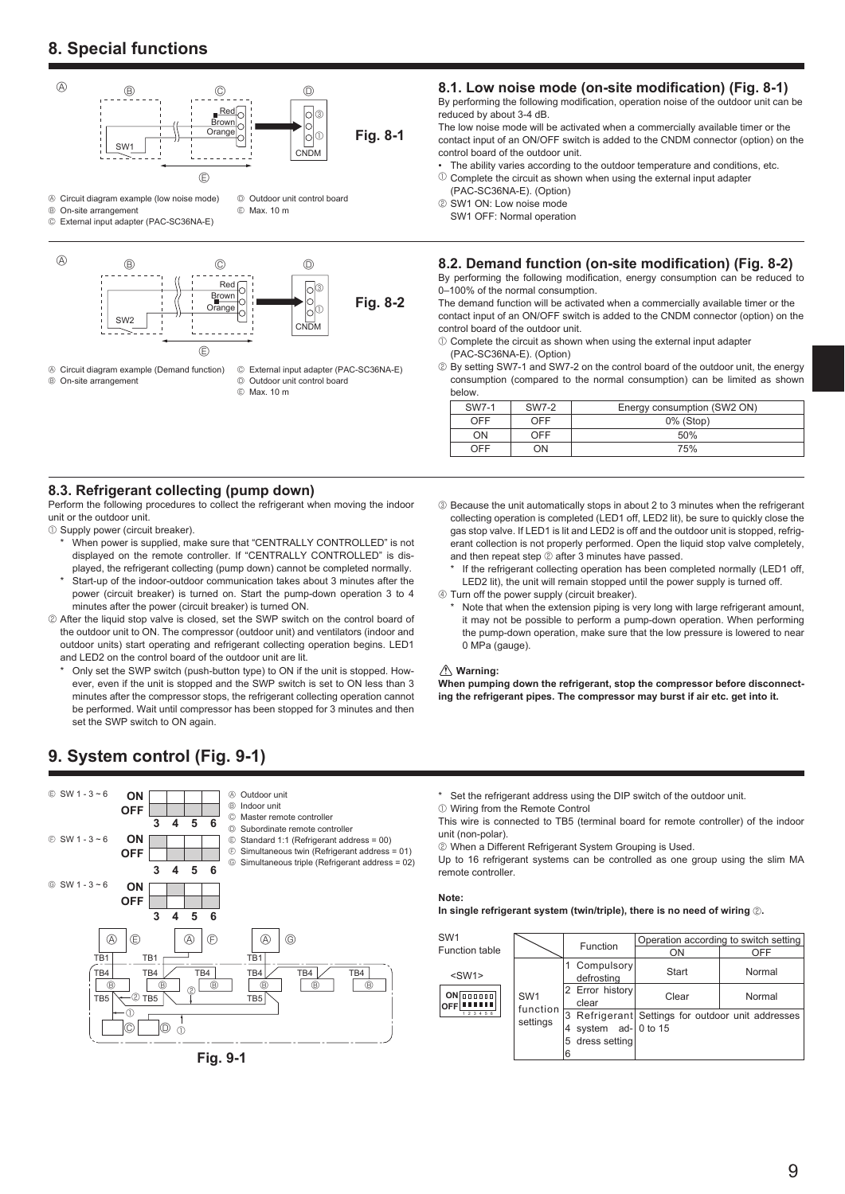# 8. Special functions

Ⓐ Circuit diagram example (low noise mode)
Ⓑ On-site arrangement
Ⓒ External input adapter (PAC-SC36NA-E)
Ⓓ Outdoor unit control board
Ⓔ Max. 10 m

Fig. 8-1

## 8.1. Low noise mode (on-site modification) (Fig. 8-1)

By performing the following modification, operation noise of the outdoor unit can be reduced by about 3-4 dB.

The low noise mode will be activated when a commercially available timer or the contact input of an ON/OFF switch is added to the CNDM connector (option) on the control board of the outdoor unit.

- The ability varies according to the outdoor temperature and conditions, etc.

① Complete the circuit as shown when using the external input adapter (PAC-SC36NA-E). (Option)

② SW1 ON: Low noise mode
SW1 OFF: Normal operation

Ⓐ Circuit diagram example (Demand function)
Ⓑ On-site arrangement
Ⓒ External input adapter (PAC-SC36NA-E)
Ⓓ Outdoor unit control board
Ⓔ Max. 10 m

Fig. 8-2

## 8.2. Demand function (on-site modification) (Fig. 8-2)

By performing the following modification, energy consumption can be reduced to 0–100% of the normal consumption.

The demand function will be activated when a commercially available timer or the contact input of an ON/OFF switch is added to the CNDM connector (option) on the control board of the outdoor unit.

① Complete the circuit as shown when using the external input adapter (PAC-SC36NA-E). (Option)

② By setting SW7-1 and SW7-2 on the control board of the outdoor unit, the energy consumption (compared to the normal consumption) can be limited as shown below.

| SW7-1 | SW7-2 | Energy consumption (SW2 ON) |
|---|---|---|
| OFF | OFF | 0% (Stop) |
| ON | OFF | 50% |
| OFF | ON | 75% |

## 8.3. Refrigerant collecting (pump down)

Perform the following procedures to collect the refrigerant when moving the indoor unit or the outdoor unit.

① Supply power (circuit breaker).

- \* When power is supplied, make sure that "CENTRALLY CONTROLLED" is not displayed on the remote controller. If "CENTRALLY CONTROLLED" is displayed, the refrigerant collecting (pump down) cannot be completed normally.
- \* Start-up of the indoor-outdoor communication takes about 3 minutes after the power (circuit breaker) is turned on. Start the pump-down operation 3 to 4 minutes after the power (circuit breaker) is turned ON.

② After the liquid stop valve is closed, set the SWP switch on the control board of the outdoor unit to ON. The compressor (outdoor unit) and ventilators (indoor and outdoor units) start operating and refrigerant collecting operation begins. LED1 and LED2 on the control board of the outdoor unit are lit.

- \* Only set the SWP switch (push-button type) to ON if the unit is stopped. However, even if the unit is stopped and the SWP switch is set to ON less than 3 minutes after the compressor stops, the refrigerant collecting operation cannot be performed. Wait until compressor has been stopped for 3 minutes and then set the SWP switch to ON again.

③ Because the unit automatically stops in about 2 to 3 minutes when the refrigerant collecting operation is completed (LED1 off, LED2 lit), be sure to quickly close the gas stop valve. If LED1 is lit and LED2 is off and the outdoor unit is stopped, refrigerant collection is not properly performed. Open the liquid stop valve completely, and then repeat step ② after 3 minutes have passed.

- \* If the refrigerant collecting operation has been completed normally (LED1 off, LED2 lit), the unit will remain stopped until the power supply is turned off.

④ Turn off the power supply (circuit breaker).

- \* Note that when the extension piping is very long with large refrigerant amount, it may not be possible to perform a pump-down operation. When performing the pump-down operation, make sure that the low pressure is lowered to near 0 MPa (gauge).

⚠ **Warning:**

**When pumping down the refrigerant, stop the compressor before disconnecting the refrigerant pipes. The compressor may burst if air etc. get into it.**

# 9. System control (Fig. 9-1)

Ⓔ SW 1 - 3 ~ 6
Ⓕ SW 1 - 3 ~ 6
Ⓖ SW 1 - 3 ~ 6

Ⓐ Outdoor unit
Ⓑ Indoor unit
Ⓒ Master remote controller
Ⓓ Subordinate remote controller
Ⓔ Standard 1:1 (Refrigerant address = 00)
Ⓕ Simultaneous twin (Refrigerant address = 01)
Ⓖ Simultaneous triple (Refrigerant address = 02)

Fig. 9-1

\* Set the refrigerant address using the DIP switch of the outdoor unit.

① Wiring from the Remote Control

This wire is connected to TB5 (terminal board for remote controller) of the indoor unit (non-polar).

② When a Different Refrigerant System Grouping is Used.

Up to 16 refrigerant systems can be controlled as one group using the slim MA remote controller.

**Note:**

**In single refrigerant system (twin/triple), there is no need of wiring ②.**

SW1 Function table

<SW1>

| | Function | Operation according to switch setting | |
|---|---|---|---|
| | | ON | OFF |
| SW1 function settings | 1 Compulsory defrosting | Start | Normal |
| | 2 Error history clear | Clear | Normal |
| | 3 4 5 6 Refrigerant system address setting | Settings for outdoor unit addresses 0 to 15 | |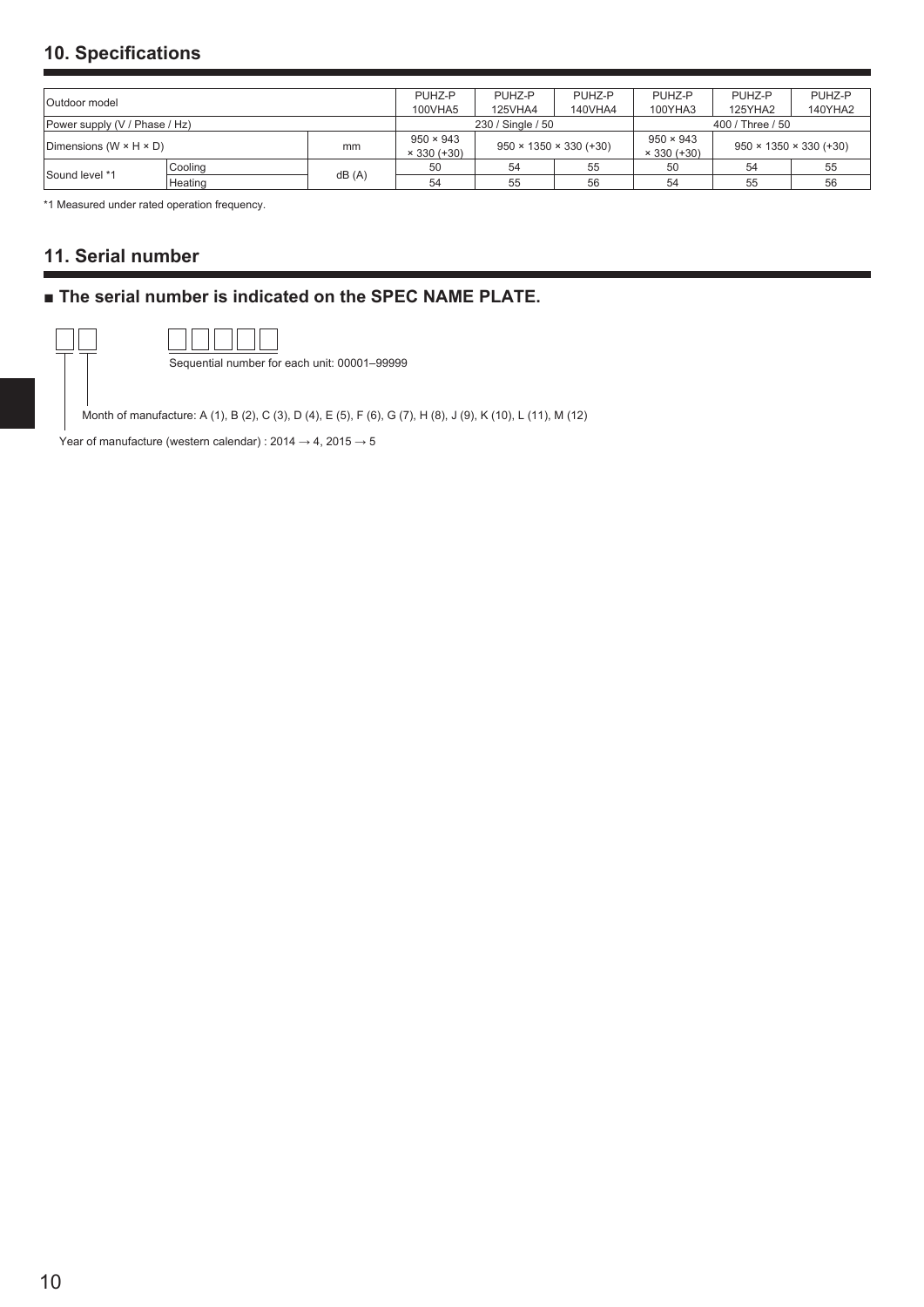## 10. Specifications

| Outdoor model | | | PUHZ-P 100VHA5 | PUHZ-P 125VHA4 | PUHZ-P 140VHA4 | PUHZ-P 100YHA3 | PUHZ-P 125YHA2 | PUHZ-P 140YHA2 |
|---|---|---|---|---|---|---|---|---|
| Power supply (V / Phase / Hz) | | | 230 / Single / 50 | | | 400 / Three / 50 | | |
| Dimensions (W × H × D) | | mm | 950 × 943 × 330 (+30) | 950 × 1350 × 330 (+30) | | 950 × 943 × 330 (+30) | 950 × 1350 × 330 (+30) | |
| Sound level *1 | Cooling | dB (A) | 50 | 54 | 55 | 50 | 54 | 55 |
| | Heating | | 54 | 55 | 56 | 54 | 55 | 56 |

*1 Measured under rated operation frequency.

## 11. Serial number

### ■ The serial number is indicated on the SPEC NAME PLATE.

□□ □□□□□

Sequential number for each unit: 00001–99999

Month of manufacture: A (1), B (2), C (3), D (4), E (5), F (6), G (7), H (8), J (9), K (10), L (11), M (12)

Year of manufacture (western calendar) : 2014 → 4, 2015 → 5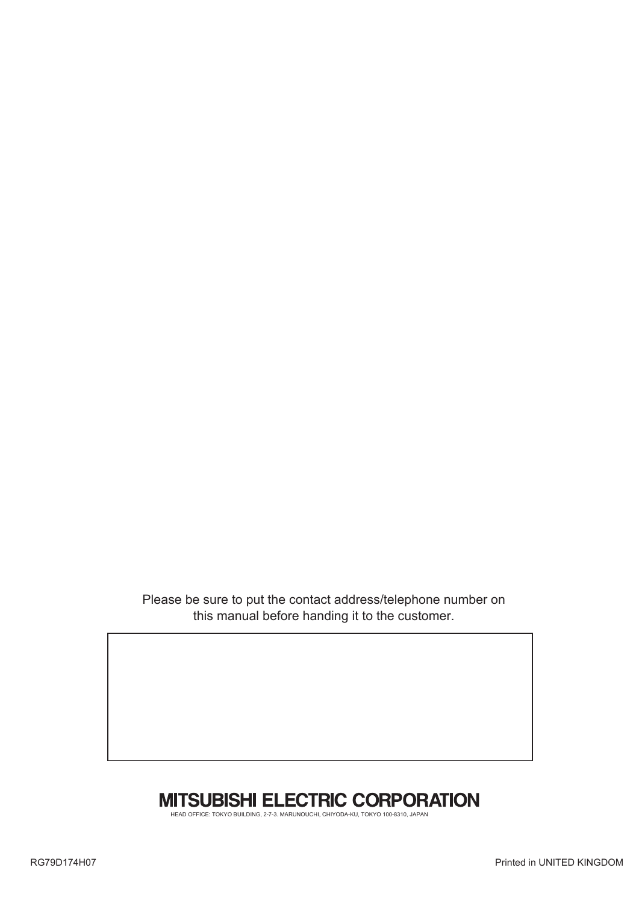Please be sure to put the contact address/telephone number on this manual before handing it to the customer.

**MITSUBISHI ELECTRIC CORPORATION**

HEAD OFFICE: TOKYO BUILDING, 2-7-3. MARUNOUCHI, CHIYODA-KU, TOKYO 100-8310, JAPAN

RG79D174H07

Printed in UNITED KINGDOM